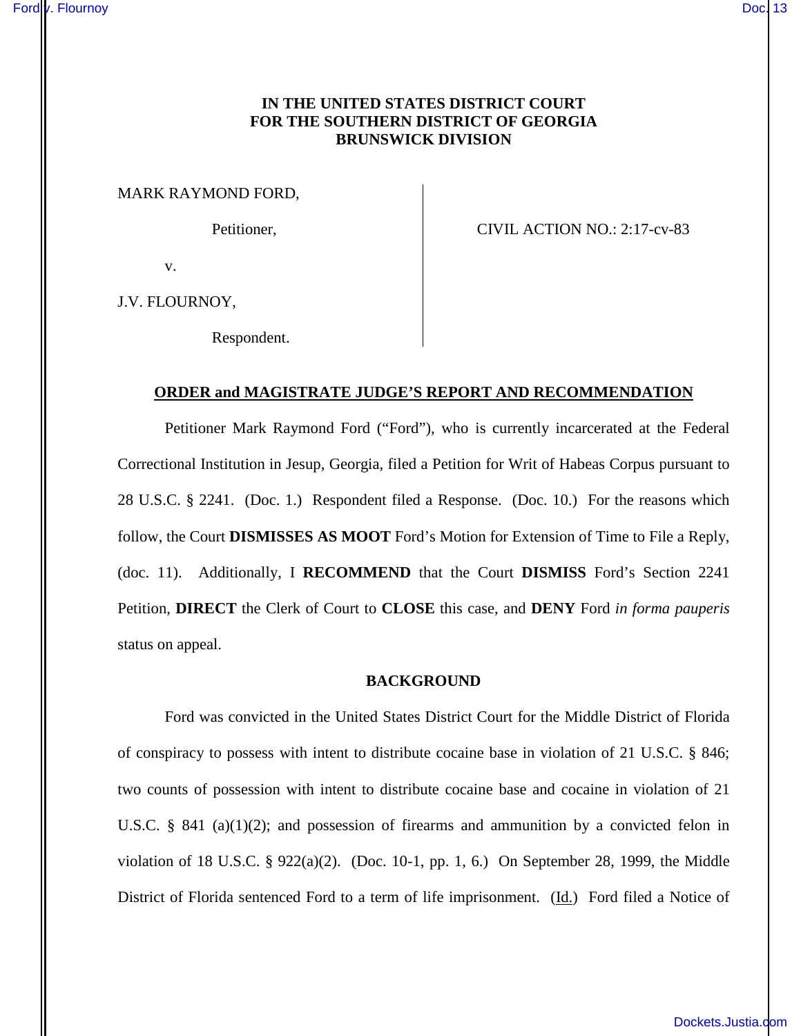**IN THE UNITED STATES DISTRICT COURT**
**FOR THE SOUTHERN DISTRICT OF GEORGIA**
**BRUNSWICK DIVISION**

MARK RAYMOND FORD,

Petitioner,

v.

J.V. FLOURNOY,

Respondent.

CIVIL ACTION NO.: 2:17-cv-83

**ORDER and MAGISTRATE JUDGE'S REPORT AND RECOMMENDATION**

Petitioner Mark Raymond Ford ("Ford"), who is currently incarcerated at the Federal Correctional Institution in Jesup, Georgia, filed a Petition for Writ of Habeas Corpus pursuant to 28 U.S.C. § 2241. (Doc. 1.) Respondent filed a Response. (Doc. 10.) For the reasons which follow, the Court **DISMISSES AS MOOT** Ford's Motion for Extension of Time to File a Reply, (doc. 11). Additionally, I **RECOMMEND** that the Court **DISMISS** Ford's Section 2241 Petition, **DIRECT** the Clerk of Court to **CLOSE** this case, and **DENY** Ford *in forma pauperis* status on appeal.

**BACKGROUND**

Ford was convicted in the United States District Court for the Middle District of Florida of conspiracy to possess with intent to distribute cocaine base in violation of 21 U.S.C. § 846; two counts of possession with intent to distribute cocaine base and cocaine in violation of 21 U.S.C. § 841 (a)(1)(2); and possession of firearms and ammunition by a convicted felon in violation of 18 U.S.C. § 922(a)(2). (Doc. 10-1, pp. 1, 6.) On September 28, 1999, the Middle District of Florida sentenced Ford to a term of life imprisonment. (Id.) Ford filed a Notice of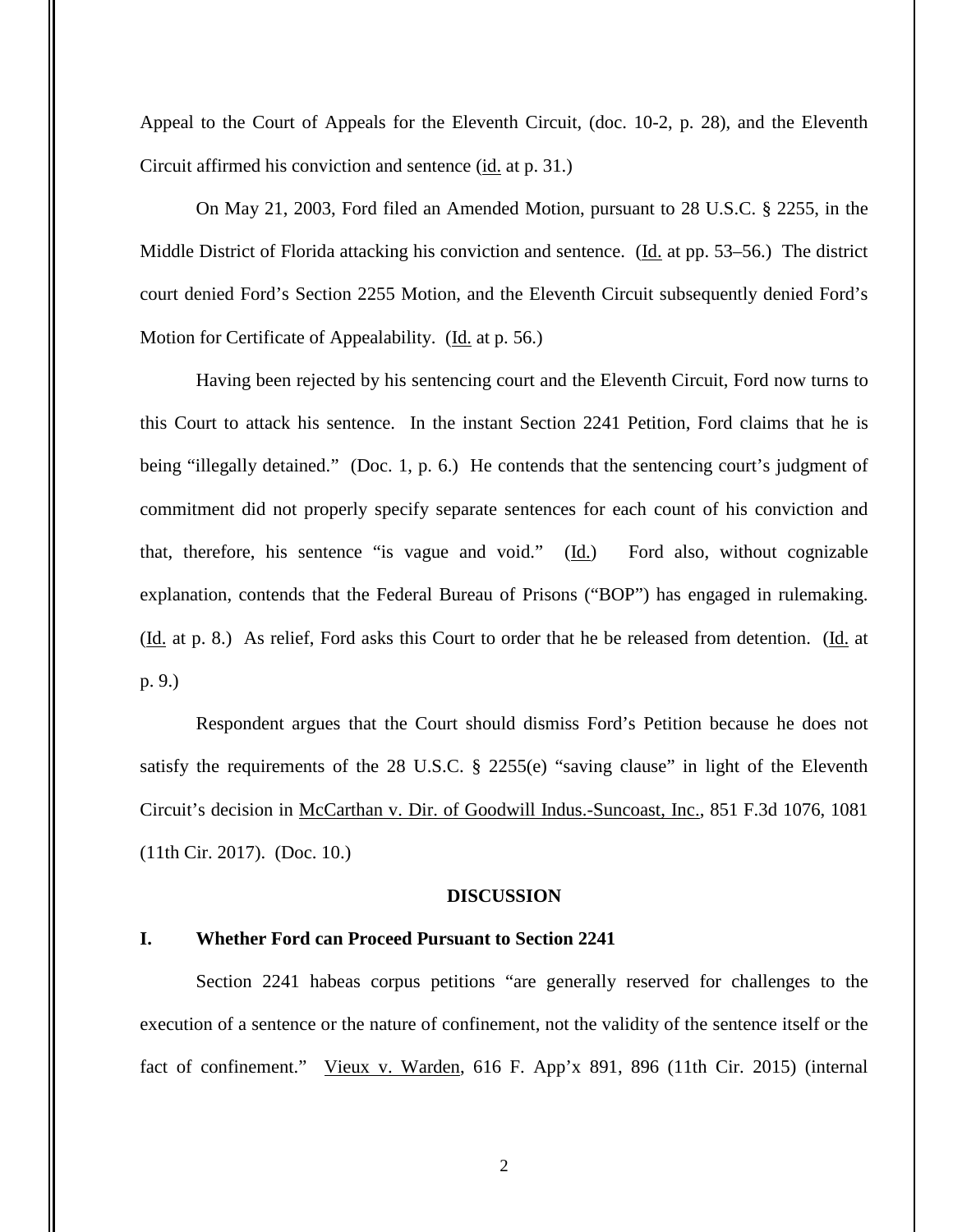Appeal to the Court of Appeals for the Eleventh Circuit, (doc. 10-2, p. 28), and the Eleventh Circuit affirmed his conviction and sentence (id. at p. 31.)

On May 21, 2003, Ford filed an Amended Motion, pursuant to 28 U.S.C. § 2255, in the Middle District of Florida attacking his conviction and sentence. (Id. at pp. 53–56.) The district court denied Ford's Section 2255 Motion, and the Eleventh Circuit subsequently denied Ford's Motion for Certificate of Appealability. (Id. at p. 56.)

Having been rejected by his sentencing court and the Eleventh Circuit, Ford now turns to this Court to attack his sentence. In the instant Section 2241 Petition, Ford claims that he is being "illegally detained." (Doc. 1, p. 6.) He contends that the sentencing court's judgment of commitment did not properly specify separate sentences for each count of his conviction and that, therefore, his sentence "is vague and void." (Id.) Ford also, without cognizable explanation, contends that the Federal Bureau of Prisons ("BOP") has engaged in rulemaking. (Id. at p. 8.) As relief, Ford asks this Court to order that he be released from detention. (Id. at p. 9.)

Respondent argues that the Court should dismiss Ford's Petition because he does not satisfy the requirements of the 28 U.S.C. § 2255(e) "saving clause" in light of the Eleventh Circuit's decision in McCarthan v. Dir. of Goodwill Indus.-Suncoast, Inc., 851 F.3d 1076, 1081 (11th Cir. 2017). (Doc. 10.)

## DISCUSSION

### I. Whether Ford can Proceed Pursuant to Section 2241

Section 2241 habeas corpus petitions "are generally reserved for challenges to the execution of a sentence or the nature of confinement, not the validity of the sentence itself or the fact of confinement." Vieux v. Warden, 616 F. App'x 891, 896 (11th Cir. 2015) (internal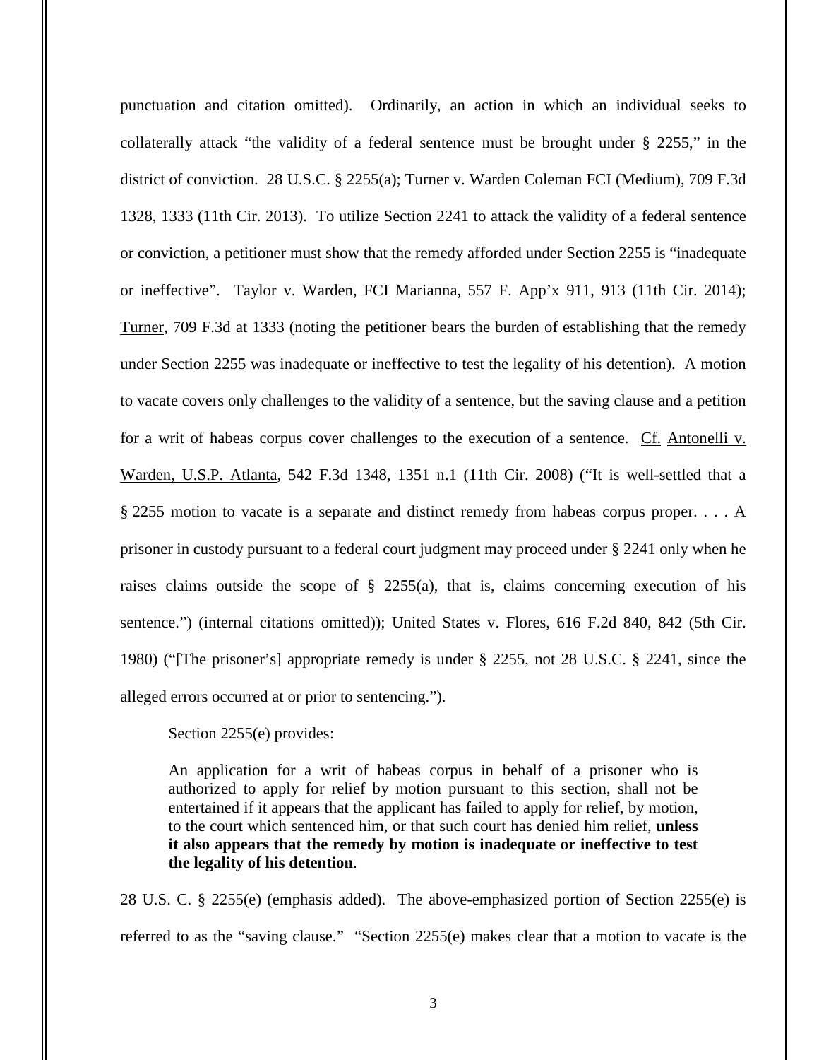punctuation and citation omitted). Ordinarily, an action in which an individual seeks to collaterally attack "the validity of a federal sentence must be brought under § 2255," in the district of conviction. 28 U.S.C. § 2255(a); Turner v. Warden Coleman FCI (Medium), 709 F.3d 1328, 1333 (11th Cir. 2013). To utilize Section 2241 to attack the validity of a federal sentence or conviction, a petitioner must show that the remedy afforded under Section 2255 is "inadequate or ineffective". Taylor v. Warden, FCI Marianna, 557 F. App'x 911, 913 (11th Cir. 2014); Turner, 709 F.3d at 1333 (noting the petitioner bears the burden of establishing that the remedy under Section 2255 was inadequate or ineffective to test the legality of his detention). A motion to vacate covers only challenges to the validity of a sentence, but the saving clause and a petition for a writ of habeas corpus cover challenges to the execution of a sentence. Cf. Antonelli v. Warden, U.S.P. Atlanta, 542 F.3d 1348, 1351 n.1 (11th Cir. 2008) ("It is well-settled that a § 2255 motion to vacate is a separate and distinct remedy from habeas corpus proper. . . . A prisoner in custody pursuant to a federal court judgment may proceed under § 2241 only when he raises claims outside the scope of § 2255(a), that is, claims concerning execution of his sentence.") (internal citations omitted)); United States v. Flores, 616 F.2d 840, 842 (5th Cir. 1980) ("[The prisoner's] appropriate remedy is under § 2255, not 28 U.S.C. § 2241, since the alleged errors occurred at or prior to sentencing.").

Section 2255(e) provides:

> An application for a writ of habeas corpus in behalf of a prisoner who is authorized to apply for relief by motion pursuant to this section, shall not be entertained if it appears that the applicant has failed to apply for relief, by motion, to the court which sentenced him, or that such court has denied him relief, **unless it also appears that the remedy by motion is inadequate or ineffective to test the legality of his detention**.

28 U.S. C. § 2255(e) (emphasis added). The above-emphasized portion of Section 2255(e) is referred to as the "saving clause." "Section 2255(e) makes clear that a motion to vacate is the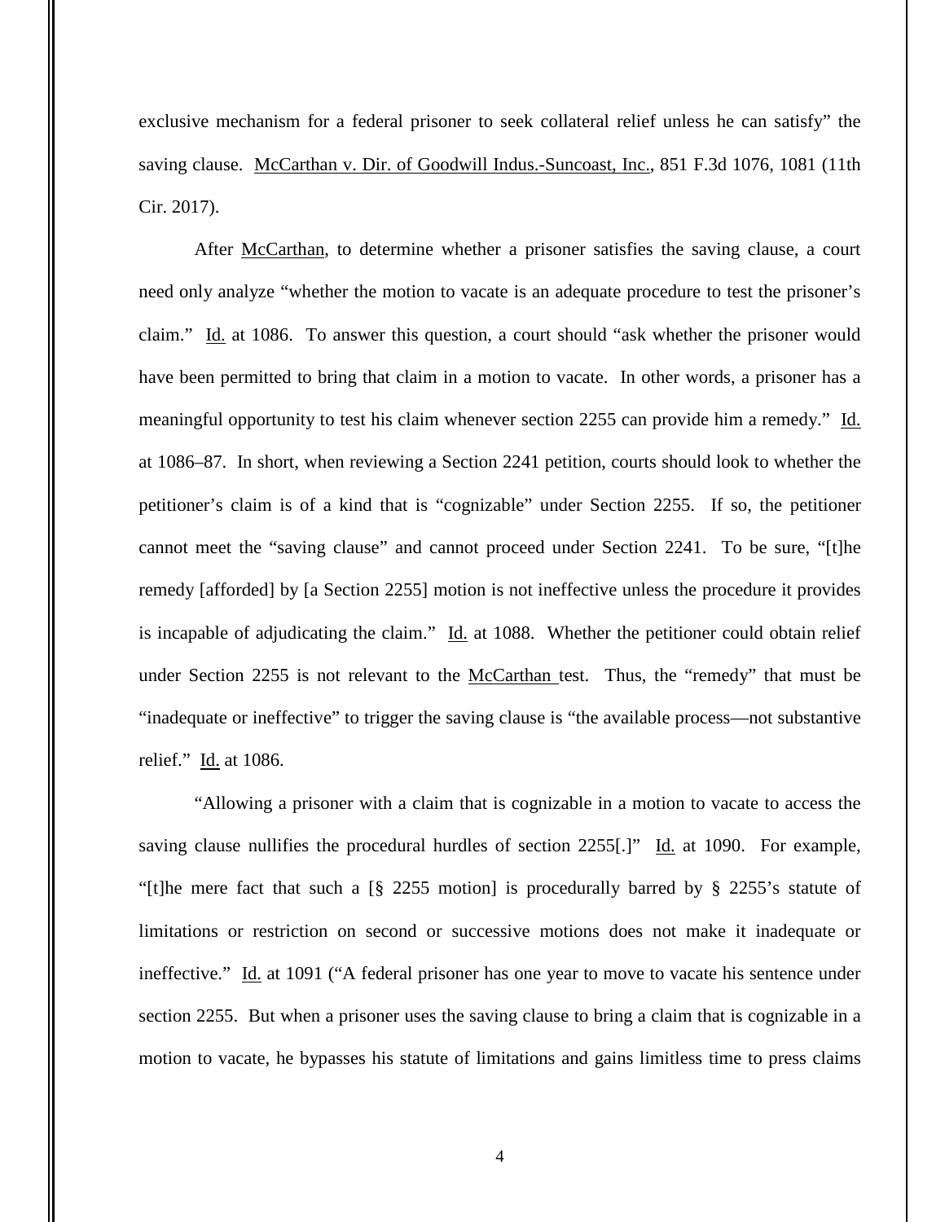exclusive mechanism for a federal prisoner to seek collateral relief unless he can satisfy" the saving clause. McCarthan v. Dir. of Goodwill Indus.-Suncoast, Inc., 851 F.3d 1076, 1081 (11th Cir. 2017).

After McCarthan, to determine whether a prisoner satisfies the saving clause, a court need only analyze "whether the motion to vacate is an adequate procedure to test the prisoner's claim." Id. at 1086. To answer this question, a court should "ask whether the prisoner would have been permitted to bring that claim in a motion to vacate. In other words, a prisoner has a meaningful opportunity to test his claim whenever section 2255 can provide him a remedy." Id. at 1086–87. In short, when reviewing a Section 2241 petition, courts should look to whether the petitioner's claim is of a kind that is "cognizable" under Section 2255. If so, the petitioner cannot meet the "saving clause" and cannot proceed under Section 2241. To be sure, "[t]he remedy [afforded] by [a Section 2255] motion is not ineffective unless the procedure it provides is incapable of adjudicating the claim." Id. at 1088. Whether the petitioner could obtain relief under Section 2255 is not relevant to the McCarthan test. Thus, the "remedy" that must be "inadequate or ineffective" to trigger the saving clause is "the available process—not substantive relief." Id. at 1086.

"Allowing a prisoner with a claim that is cognizable in a motion to vacate to access the saving clause nullifies the procedural hurdles of section 2255[.]" Id. at 1090. For example, "[t]he mere fact that such a [§ 2255 motion] is procedurally barred by § 2255's statute of limitations or restriction on second or successive motions does not make it inadequate or ineffective." Id. at 1091 ("A federal prisoner has one year to move to vacate his sentence under section 2255. But when a prisoner uses the saving clause to bring a claim that is cognizable in a motion to vacate, he bypasses his statute of limitations and gains limitless time to press claims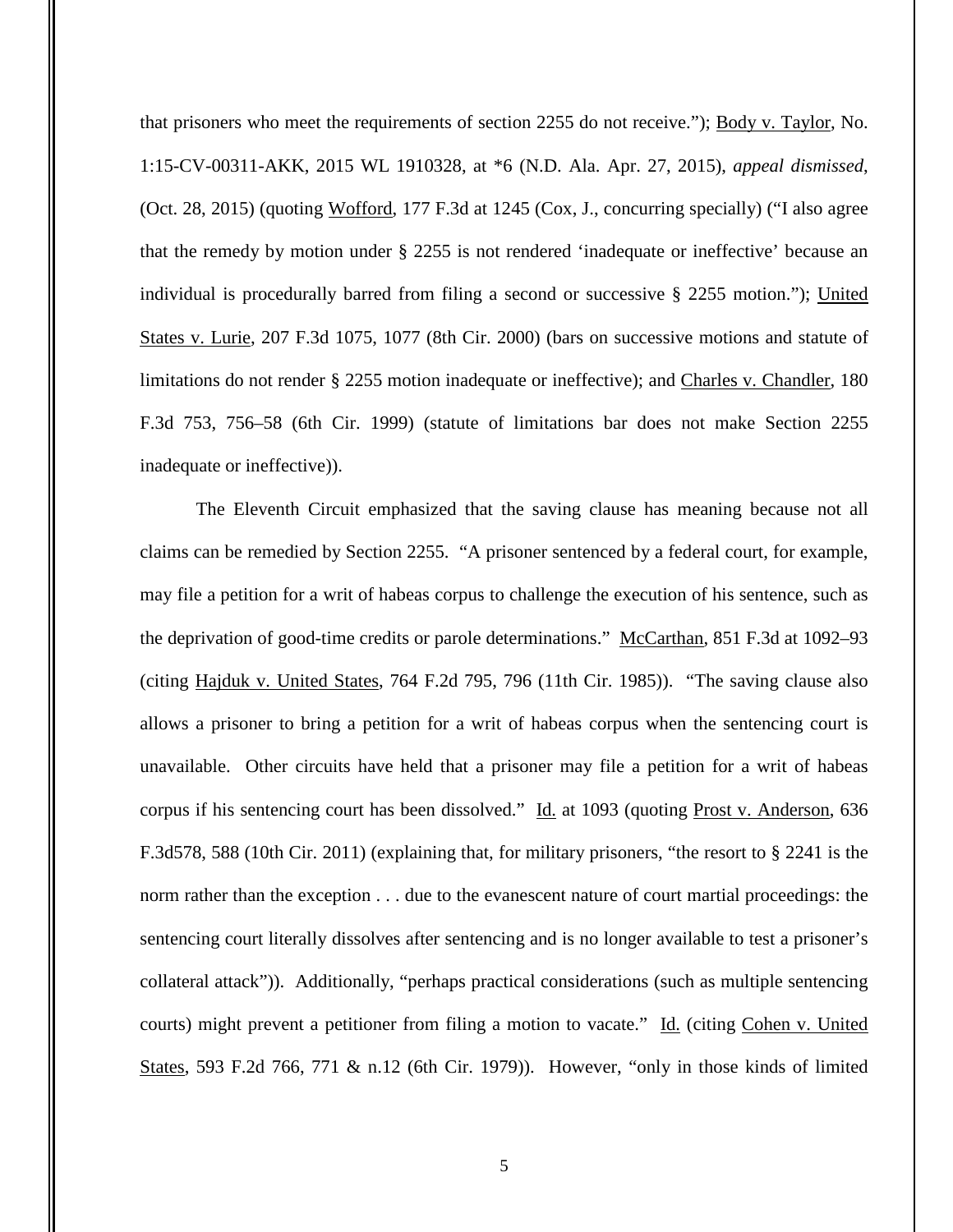that prisoners who meet the requirements of section 2255 do not receive."); Body v. Taylor, No. 1:15-CV-00311-AKK, 2015 WL 1910328, at *6 (N.D. Ala. Apr. 27, 2015), *appeal dismissed*, (Oct. 28, 2015) (quoting Wofford, 177 F.3d at 1245 (Cox, J., concurring specially) ("I also agree that the remedy by motion under § 2255 is not rendered 'inadequate or ineffective' because an individual is procedurally barred from filing a second or successive § 2255 motion."); United States v. Lurie, 207 F.3d 1075, 1077 (8th Cir. 2000) (bars on successive motions and statute of limitations do not render § 2255 motion inadequate or ineffective); and Charles v. Chandler, 180 F.3d 753, 756–58 (6th Cir. 1999) (statute of limitations bar does not make Section 2255 inadequate or ineffective)).

The Eleventh Circuit emphasized that the saving clause has meaning because not all claims can be remedied by Section 2255. "A prisoner sentenced by a federal court, for example, may file a petition for a writ of habeas corpus to challenge the execution of his sentence, such as the deprivation of good-time credits or parole determinations." McCarthan, 851 F.3d at 1092–93 (citing Hajduk v. United States, 764 F.2d 795, 796 (11th Cir. 1985)). "The saving clause also allows a prisoner to bring a petition for a writ of habeas corpus when the sentencing court is unavailable. Other circuits have held that a prisoner may file a petition for a writ of habeas corpus if his sentencing court has been dissolved." Id. at 1093 (quoting Prost v. Anderson, 636 F.3d578, 588 (10th Cir. 2011) (explaining that, for military prisoners, "the resort to § 2241 is the norm rather than the exception . . . due to the evanescent nature of court martial proceedings: the sentencing court literally dissolves after sentencing and is no longer available to test a prisoner's collateral attack")). Additionally, "perhaps practical considerations (such as multiple sentencing courts) might prevent a petitioner from filing a motion to vacate." Id. (citing Cohen v. United States, 593 F.2d 766, 771 & n.12 (6th Cir. 1979)). However, "only in those kinds of limited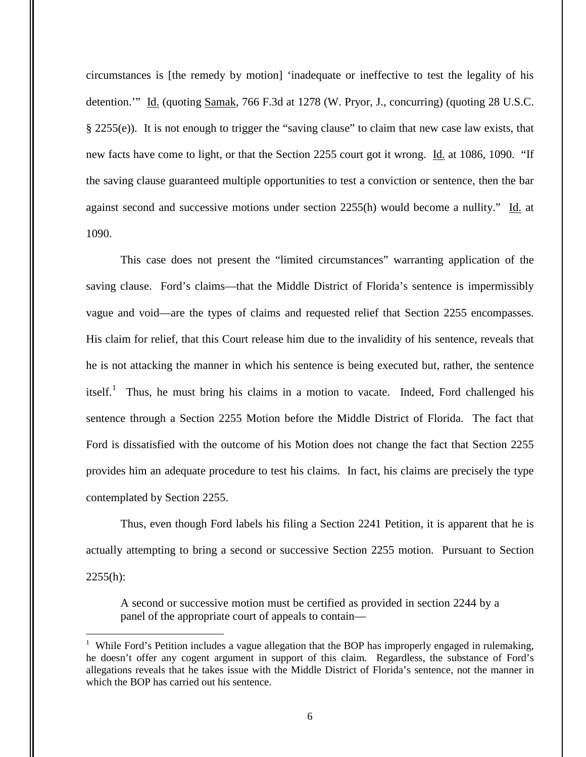circumstances is [the remedy by motion] 'inadequate or ineffective to test the legality of his detention.'" Id. (quoting Samak, 766 F.3d at 1278 (W. Pryor, J., concurring) (quoting 28 U.S.C. § 2255(e)). It is not enough to trigger the "saving clause" to claim that new case law exists, that new facts have come to light, or that the Section 2255 court got it wrong. Id. at 1086, 1090. "If the saving clause guaranteed multiple opportunities to test a conviction or sentence, then the bar against second and successive motions under section 2255(h) would become a nullity." Id. at 1090.

This case does not present the "limited circumstances" warranting application of the saving clause. Ford's claims—that the Middle District of Florida's sentence is impermissibly vague and void—are the types of claims and requested relief that Section 2255 encompasses. His claim for relief, that this Court release him due to the invalidity of his sentence, reveals that he is not attacking the manner in which his sentence is being executed but, rather, the sentence itself.[1] Thus, he must bring his claims in a motion to vacate. Indeed, Ford challenged his sentence through a Section 2255 Motion before the Middle District of Florida. The fact that Ford is dissatisfied with the outcome of his Motion does not change the fact that Section 2255 provides him an adequate procedure to test his claims. In fact, his claims are precisely the type contemplated by Section 2255.

Thus, even though Ford labels his filing a Section 2241 Petition, it is apparent that he is actually attempting to bring a second or successive Section 2255 motion. Pursuant to Section 2255(h):

> A second or successive motion must be certified as provided in section 2244 by a panel of the appropriate court of appeals to contain—

[1] While Ford's Petition includes a vague allegation that the BOP has improperly engaged in rulemaking, he doesn't offer any cogent argument in support of this claim. Regardless, the substance of Ford's allegations reveals that he takes issue with the Middle District of Florida's sentence, not the manner in which the BOP has carried out his sentence.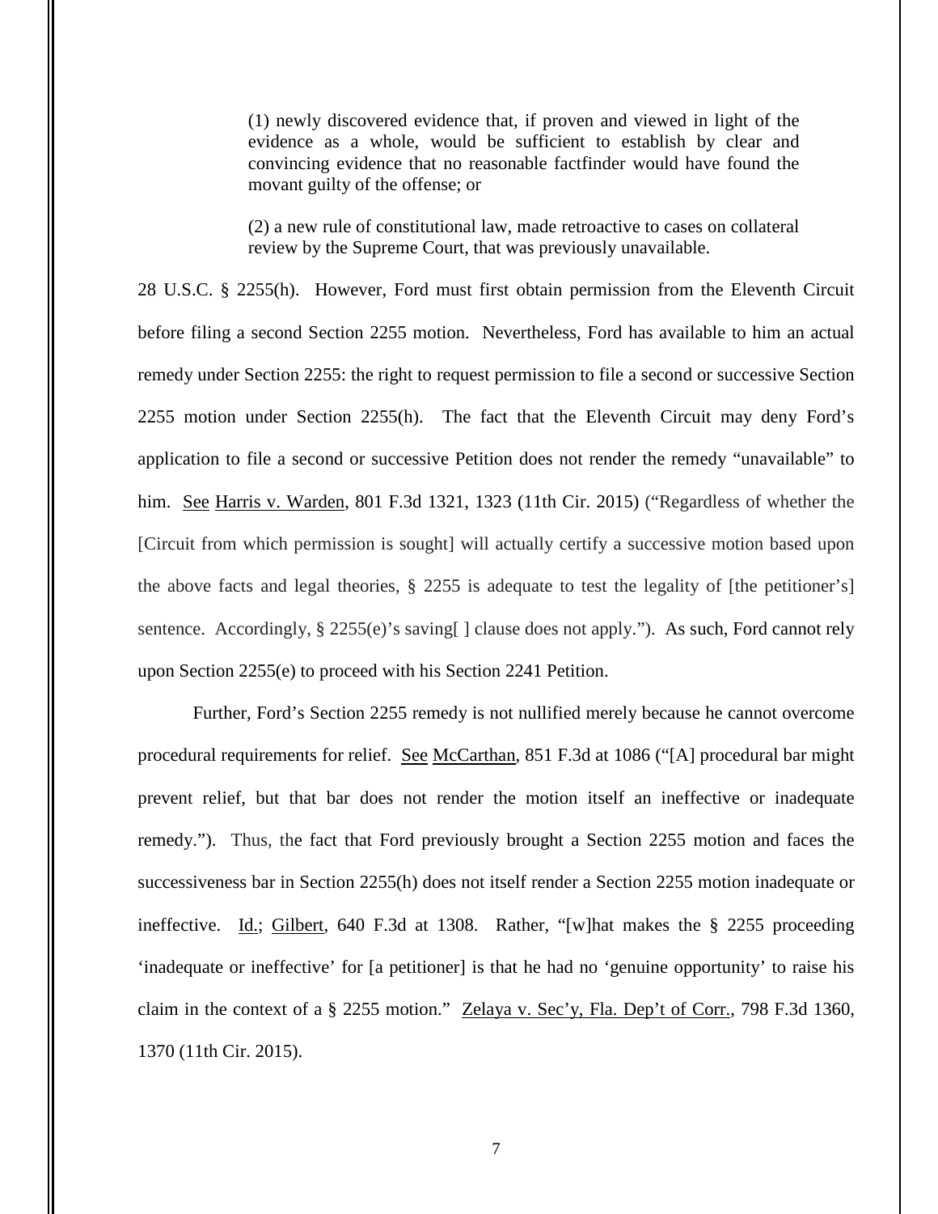> (1) newly discovered evidence that, if proven and viewed in light of the evidence as a whole, would be sufficient to establish by clear and convincing evidence that no reasonable factfinder would have found the movant guilty of the offense; or
>
> (2) a new rule of constitutional law, made retroactive to cases on collateral review by the Supreme Court, that was previously unavailable.

28 U.S.C. § 2255(h). However, Ford must first obtain permission from the Eleventh Circuit before filing a second Section 2255 motion. Nevertheless, Ford has available to him an actual remedy under Section 2255: the right to request permission to file a second or successive Section 2255 motion under Section 2255(h). The fact that the Eleventh Circuit may deny Ford's application to file a second or successive Petition does not render the remedy "unavailable" to him. See Harris v. Warden, 801 F.3d 1321, 1323 (11th Cir. 2015) ("Regardless of whether the [Circuit from which permission is sought] will actually certify a successive motion based upon the above facts and legal theories, § 2255 is adequate to test the legality of [the petitioner's] sentence. Accordingly, § 2255(e)'s saving[ ] clause does not apply."). As such, Ford cannot rely upon Section 2255(e) to proceed with his Section 2241 Petition.

Further, Ford's Section 2255 remedy is not nullified merely because he cannot overcome procedural requirements for relief. See McCarthan, 851 F.3d at 1086 ("[A] procedural bar might prevent relief, but that bar does not render the motion itself an ineffective or inadequate remedy."). Thus, the fact that Ford previously brought a Section 2255 motion and faces the successiveness bar in Section 2255(h) does not itself render a Section 2255 motion inadequate or ineffective. Id.; Gilbert, 640 F.3d at 1308. Rather, "[w]hat makes the § 2255 proceeding 'inadequate or ineffective' for [a petitioner] is that he had no 'genuine opportunity' to raise his claim in the context of a § 2255 motion." Zelaya v. Sec'y, Fla. Dep't of Corr., 798 F.3d 1360, 1370 (11th Cir. 2015).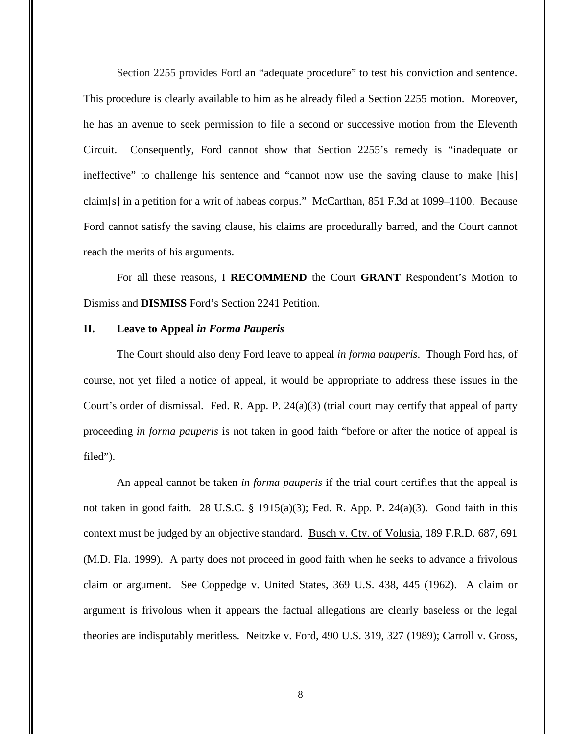Section 2255 provides Ford an "adequate procedure" to test his conviction and sentence. This procedure is clearly available to him as he already filed a Section 2255 motion. Moreover, he has an avenue to seek permission to file a second or successive motion from the Eleventh Circuit. Consequently, Ford cannot show that Section 2255's remedy is "inadequate or ineffective" to challenge his sentence and "cannot now use the saving clause to make [his] claim[s] in a petition for a writ of habeas corpus." McCarthan, 851 F.3d at 1099–1100. Because Ford cannot satisfy the saving clause, his claims are procedurally barred, and the Court cannot reach the merits of his arguments.

For all these reasons, I **RECOMMEND** the Court **GRANT** Respondent's Motion to Dismiss and **DISMISS** Ford's Section 2241 Petition.

## II. Leave to Appeal *in Forma Pauperis*

The Court should also deny Ford leave to appeal *in forma pauperis*. Though Ford has, of course, not yet filed a notice of appeal, it would be appropriate to address these issues in the Court's order of dismissal. Fed. R. App. P. 24(a)(3) (trial court may certify that appeal of party proceeding *in forma pauperis* is not taken in good faith "before or after the notice of appeal is filed").

An appeal cannot be taken *in forma pauperis* if the trial court certifies that the appeal is not taken in good faith. 28 U.S.C. § 1915(a)(3); Fed. R. App. P. 24(a)(3). Good faith in this context must be judged by an objective standard. Busch v. Cty. of Volusia, 189 F.R.D. 687, 691 (M.D. Fla. 1999). A party does not proceed in good faith when he seeks to advance a frivolous claim or argument. See Coppedge v. United States, 369 U.S. 438, 445 (1962). A claim or argument is frivolous when it appears the factual allegations are clearly baseless or the legal theories are indisputably meritless. Neitzke v. Ford, 490 U.S. 319, 327 (1989); Carroll v. Gross,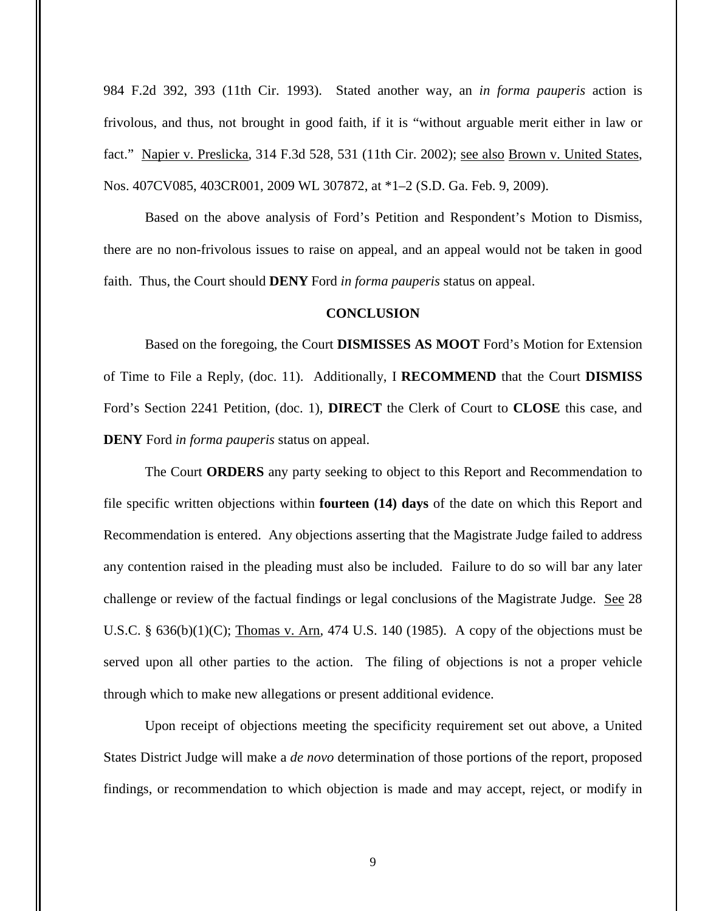984 F.2d 392, 393 (11th Cir. 1993). Stated another way, an *in forma pauperis* action is frivolous, and thus, not brought in good faith, if it is "without arguable merit either in law or fact." Napier v. Preslicka, 314 F.3d 528, 531 (11th Cir. 2002); see also Brown v. United States, Nos. 407CV085, 403CR001, 2009 WL 307872, at *1–2 (S.D. Ga. Feb. 9, 2009).

Based on the above analysis of Ford's Petition and Respondent's Motion to Dismiss, there are no non-frivolous issues to raise on appeal, and an appeal would not be taken in good faith. Thus, the Court should **DENY** Ford *in forma pauperis* status on appeal.

## CONCLUSION

Based on the foregoing, the Court **DISMISSES AS MOOT** Ford's Motion for Extension of Time to File a Reply, (doc. 11). Additionally, I **RECOMMEND** that the Court **DISMISS** Ford's Section 2241 Petition, (doc. 1), **DIRECT** the Clerk of Court to **CLOSE** this case, and **DENY** Ford *in forma pauperis* status on appeal.

The Court **ORDERS** any party seeking to object to this Report and Recommendation to file specific written objections within **fourteen (14) days** of the date on which this Report and Recommendation is entered. Any objections asserting that the Magistrate Judge failed to address any contention raised in the pleading must also be included. Failure to do so will bar any later challenge or review of the factual findings or legal conclusions of the Magistrate Judge. See 28 U.S.C. § 636(b)(1)(C); Thomas v. Arn, 474 U.S. 140 (1985). A copy of the objections must be served upon all other parties to the action. The filing of objections is not a proper vehicle through which to make new allegations or present additional evidence.

Upon receipt of objections meeting the specificity requirement set out above, a United States District Judge will make a *de novo* determination of those portions of the report, proposed findings, or recommendation to which objection is made and may accept, reject, or modify in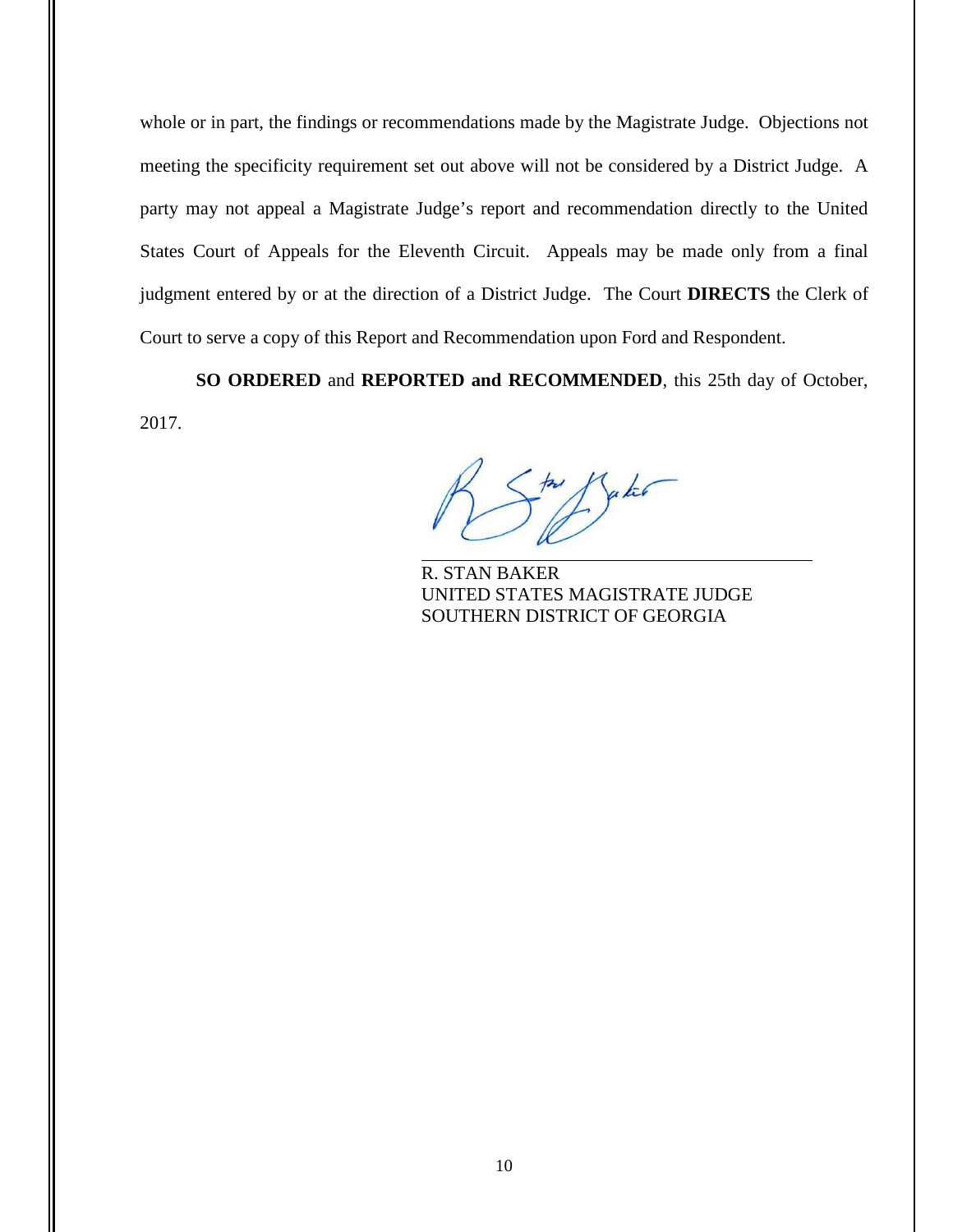whole or in part, the findings or recommendations made by the Magistrate Judge. Objections not meeting the specificity requirement set out above will not be considered by a District Judge. A party may not appeal a Magistrate Judge's report and recommendation directly to the United States Court of Appeals for the Eleventh Circuit. Appeals may be made only from a final judgment entered by or at the direction of a District Judge. The Court **DIRECTS** the Clerk of Court to serve a copy of this Report and Recommendation upon Ford and Respondent.

**SO ORDERED** and **REPORTED and RECOMMENDED**, this 25th day of October, 2017.

R. STAN BAKER
UNITED STATES MAGISTRATE JUDGE
SOUTHERN DISTRICT OF GEORGIA